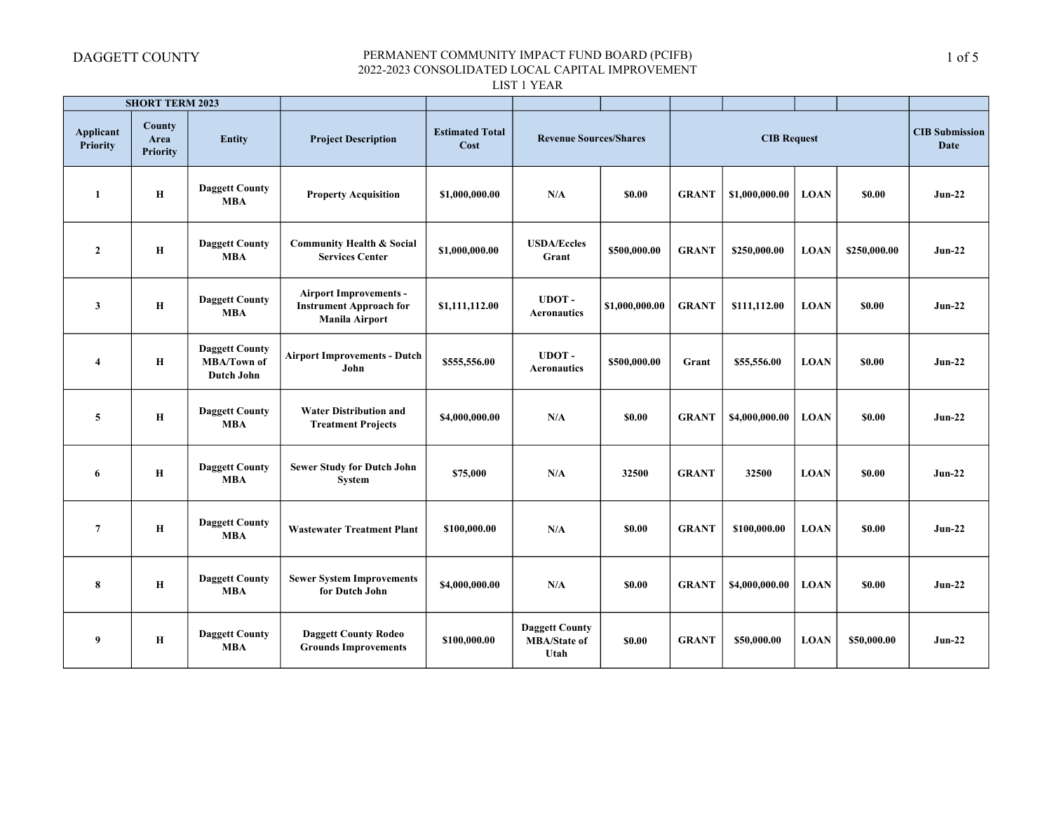DAGGETT COUNTY

PERMANENT COMMUNITY IMPACT FUND BOARD (PCIFB)
2022-2023 CONSOLIDATED LOCAL CAPITAL IMPROVEMENT
LIST 1 YEAR

| SHORT TERM 2023 | | | | | | | | | | | |
|---|---|---|---|---|---|---|---|---|---|---|---|
| Applicant Priority | County Area Priority | Entity | Project Description | Estimated Total Cost | Revenue Sources/Shares | | CIB Request | | | | CIB Submission Date |
| 1 | H | Daggett County MBA | Property Acquisition | $1,000,000.00 | N/A | $0.00 | GRANT | $1,000,000.00 | LOAN | $0.00 | Jun-22 |
| 2 | H | Daggett County MBA | Community Health & Social Services Center | $1,000,000.00 | USDA/Eccles Grant | $500,000.00 | GRANT | $250,000.00 | LOAN | $250,000.00 | Jun-22 |
| 3 | H | Daggett County MBA | Airport Improvements - Instrument Approach for Manila Airport | $1,111,112.00 | UDOT - Aeronautics | $1,000,000.00 | GRANT | $111,112.00 | LOAN | $0.00 | Jun-22 |
| 4 | H | Daggett County MBA/Town of Dutch John | Airport Improvements - Dutch John | $555,556.00 | UDOT - Aeronautics | $500,000.00 | Grant | $55,556.00 | LOAN | $0.00 | Jun-22 |
| 5 | H | Daggett County MBA | Water Distribution and Treatment Projects | $4,000,000.00 | N/A | $0.00 | GRANT | $4,000,000.00 | LOAN | $0.00 | Jun-22 |
| 6 | H | Daggett County MBA | Sewer Study for Dutch John System | $75,000 | N/A | 32500 | GRANT | 32500 | LOAN | $0.00 | Jun-22 |
| 7 | H | Daggett County MBA | Wastewater Treatment Plant | $100,000.00 | N/A | $0.00 | GRANT | $100,000.00 | LOAN | $0.00 | Jun-22 |
| 8 | H | Daggett County MBA | Sewer System Improvements for Dutch John | $4,000,000.00 | N/A | $0.00 | GRANT | $4,000,000.00 | LOAN | $0.00 | Jun-22 |
| 9 | H | Daggett County MBA | Daggett County Rodeo Grounds Improvements | $100,000.00 | Daggett County MBA/State of Utah | $0.00 | GRANT | $50,000.00 | LOAN | $50,000.00 | Jun-22 |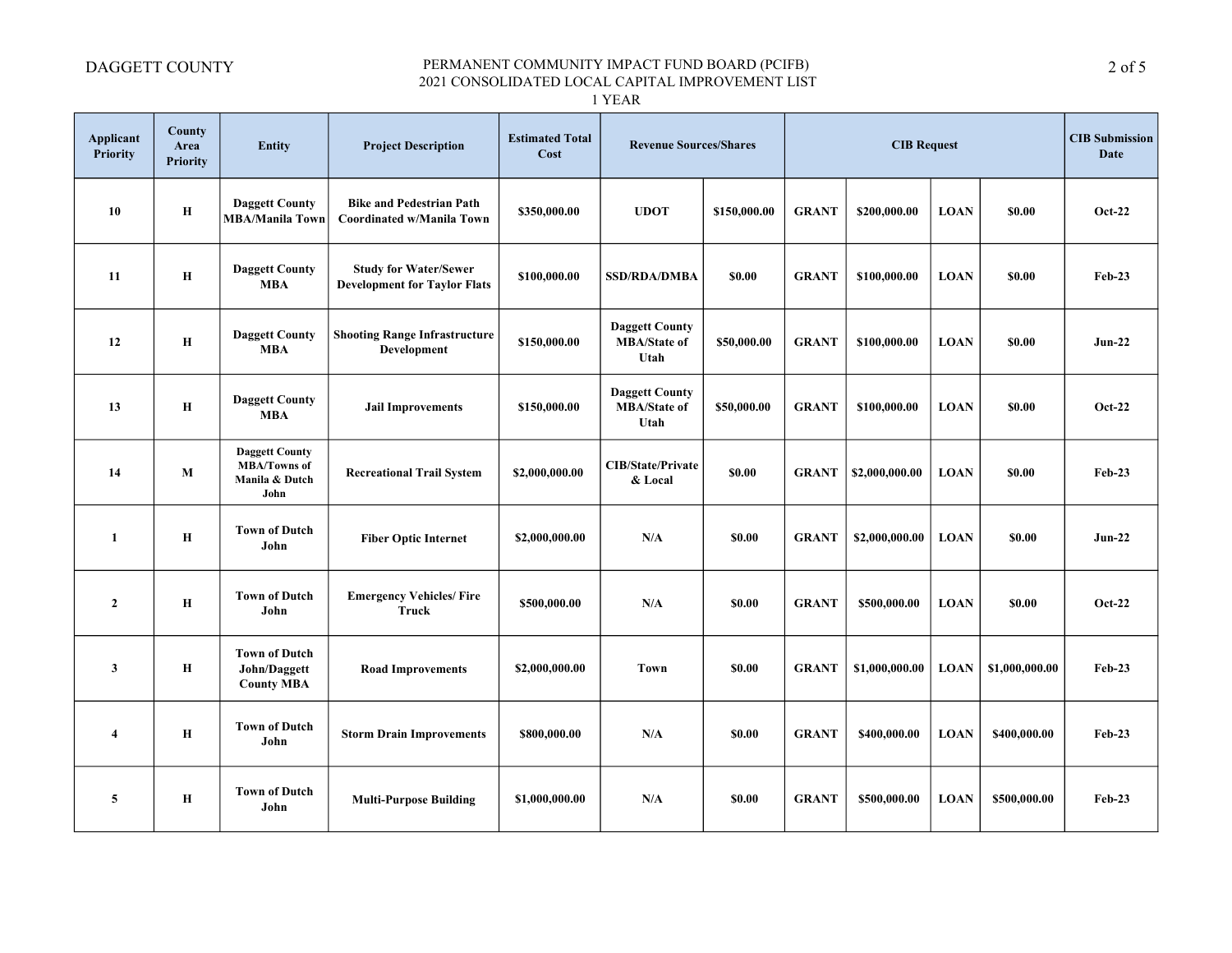DAGGETT COUNTY

# PERMANENT COMMUNITY IMPACT FUND BOARD (PCIFB)
## 2021 CONSOLIDATED LOCAL CAPITAL IMPROVEMENT LIST
### 1 YEAR

| Applicant Priority | County Area Priority | Entity | Project Description | Estimated Total Cost | Revenue Sources/Shares | | CIB Request | | | | CIB Submission Date |
|---|---|---|---|---|---|---|---|---|---|---|---|
| 10 | H | Daggett County MBA/Manila Town | Bike and Pedestrian Path Coordinated w/Manila Town | $350,000.00 | UDOT | $150,000.00 | GRANT | $200,000.00 | LOAN | $0.00 | Oct-22 |
| 11 | H | Daggett County MBA | Study for Water/Sewer Development for Taylor Flats | $100,000.00 | SSD/RDA/DMBA | $0.00 | GRANT | $100,000.00 | LOAN | $0.00 | Feb-23 |
| 12 | H | Daggett County MBA | Shooting Range Infrastructure Development | $150,000.00 | Daggett County MBA/State of Utah | $50,000.00 | GRANT | $100,000.00 | LOAN | $0.00 | Jun-22 |
| 13 | H | Daggett County MBA | Jail Improvements | $150,000.00 | Daggett County MBA/State of Utah | $50,000.00 | GRANT | $100,000.00 | LOAN | $0.00 | Oct-22 |
| 14 | M | Daggett County MBA/Towns of Manila & Dutch John | Recreational Trail System | $2,000,000.00 | CIB/State/Private & Local | $0.00 | GRANT | $2,000,000.00 | LOAN | $0.00 | Feb-23 |
| 1 | H | Town of Dutch John | Fiber Optic Internet | $2,000,000.00 | N/A | $0.00 | GRANT | $2,000,000.00 | LOAN | $0.00 | Jun-22 |
| 2 | H | Town of Dutch John | Emergency Vehicles/ Fire Truck | $500,000.00 | N/A | $0.00 | GRANT | $500,000.00 | LOAN | $0.00 | Oct-22 |
| 3 | H | Town of Dutch John/Daggett County MBA | Road Improvements | $2,000,000.00 | Town | $0.00 | GRANT | $1,000,000.00 | LOAN | $1,000,000.00 | Feb-23 |
| 4 | H | Town of Dutch John | Storm Drain Improvements | $800,000.00 | N/A | $0.00 | GRANT | $400,000.00 | LOAN | $400,000.00 | Feb-23 |
| 5 | H | Town of Dutch John | Multi-Purpose Building | $1,000,000.00 | N/A | $0.00 | GRANT | $500,000.00 | LOAN | $500,000.00 | Feb-23 |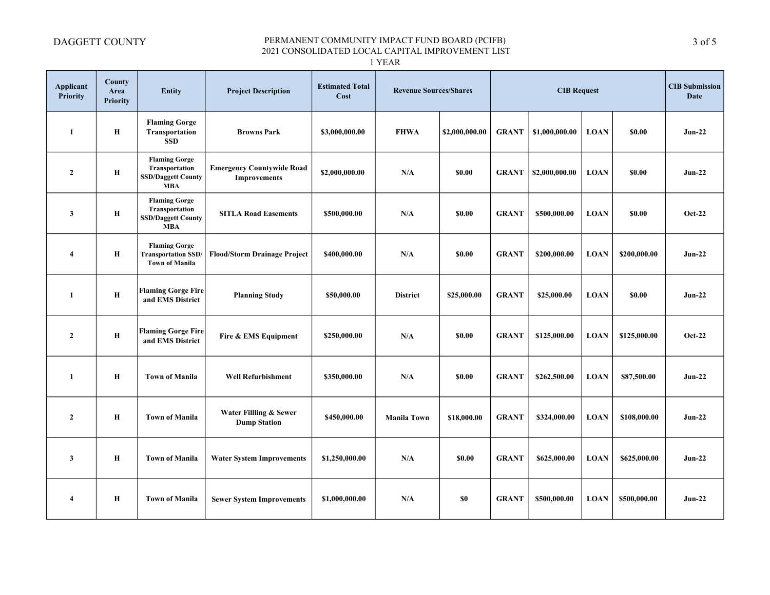DAGGETT COUNTY

# PERMANENT COMMUNITY IMPACT FUND BOARD (PCIFB)
## 2021 CONSOLIDATED LOCAL CAPITAL IMPROVEMENT LIST
### 1 YEAR

| Applicant Priority | County Area Priority | Entity | Project Description | Estimated Total Cost | Revenue Sources/Shares | | CIB Request | | | | CIB Submission Date |
|---|---|---|---|---|---|---|---|---|---|---|---|
| 1 | H | Flaming Gorge Transportation SSD | Browns Park | $3,000,000.00 | FHWA | $2,000,000.00 | GRANT | $1,000,000.00 | LOAN | $0.00 | Jun-22 |
| 2 | H | Flaming Gorge Transportation SSD/Daggett County MBA | Emergency Countywide Road Improvements | $2,000,000.00 | N/A | $0.00 | GRANT | $2,000,000.00 | LOAN | $0.00 | Jun-22 |
| 3 | H | Flaming Gorge Transportation SSD/Daggett County MBA | SITLA Road Easements | $500,000.00 | N/A | $0.00 | GRANT | $500,000.00 | LOAN | $0.00 | Oct-22 |
| 4 | H | Flaming Gorge Transportation SSD/ Town of Manila | Flood/Storm Drainage Project | $400,000.00 | N/A | $0.00 | GRANT | $200,000.00 | LOAN | $200,000.00 | Jun-22 |
| 1 | H | Flaming Gorge Fire and EMS District | Planning Study | $50,000.00 | District | $25,000.00 | GRANT | $25,000.00 | LOAN | $0.00 | Jun-22 |
| 2 | H | Flaming Gorge Fire and EMS District | Fire & EMS Equipment | $250,000.00 | N/A | $0.00 | GRANT | $125,000.00 | LOAN | $125,000.00 | Oct-22 |
| 1 | H | Town of Manila | Well Refurbishment | $350,000.00 | N/A | $0.00 | GRANT | $262,500.00 | LOAN | $87,500.00 | Jun-22 |
| 2 | H | Town of Manila | Water Fillling & Sewer Dump Station | $450,000.00 | Manila Town | $18,000.00 | GRANT | $324,000.00 | LOAN | $108,000.00 | Jun-22 |
| 3 | H | Town of Manila | Water System Improvements | $1,250,000.00 | N/A | $0.00 | GRANT | $625,000.00 | LOAN | $625,000.00 | Jun-22 |
| 4 | H | Town of Manila | Sewer System Improvements | $1,000,000.00 | N/A | $0 | GRANT | $500,000.00 | LOAN | $500,000.00 | Jun-22 |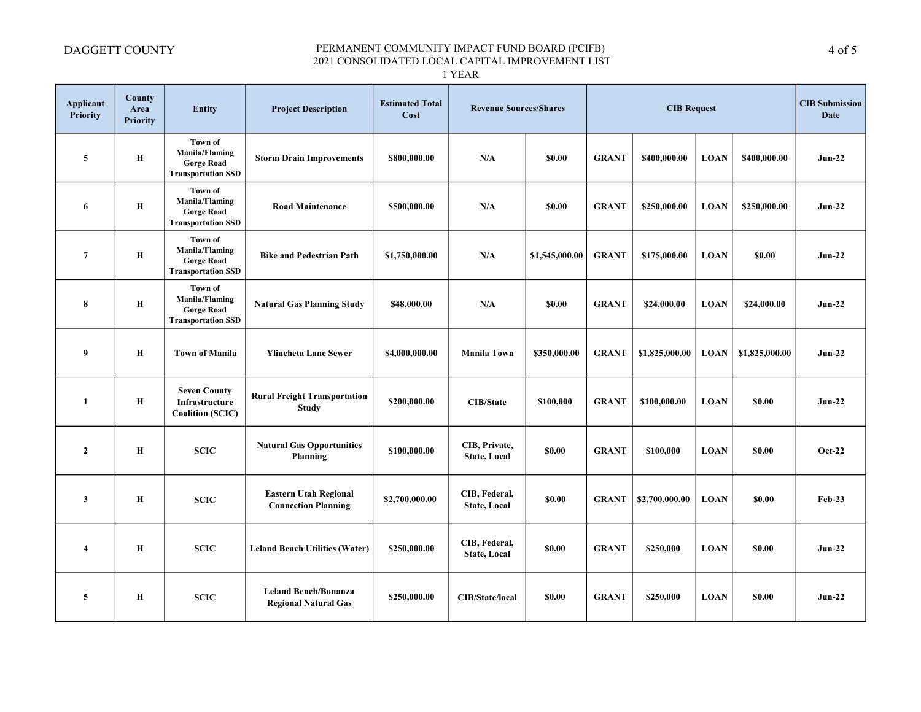DAGGETT COUNTY

PERMANENT COMMUNITY IMPACT FUND BOARD (PCIFB)
2021 CONSOLIDATED LOCAL CAPITAL IMPROVEMENT LIST
1 YEAR

| Applicant Priority | County Area Priority | Entity | Project Description | Estimated Total Cost | Revenue Sources/Shares | | CIB Request | | | | CIB Submission Date |
|---|---|---|---|---|---|---|---|---|---|---|---|
| 5 | H | Town of Manila/Flaming Gorge Road Transportation SSD | Storm Drain Improvements | $800,000.00 | N/A | $0.00 | GRANT | $400,000.00 | LOAN | $400,000.00 | Jun-22 |
| 6 | H | Town of Manila/Flaming Gorge Road Transportation SSD | Road Maintenance | $500,000.00 | N/A | $0.00 | GRANT | $250,000.00 | LOAN | $250,000.00 | Jun-22 |
| 7 | H | Town of Manila/Flaming Gorge Road Transportation SSD | Bike and Pedestrian Path | $1,750,000.00 | N/A | $1,545,000.00 | GRANT | $175,000.00 | LOAN | $0.00 | Jun-22 |
| 8 | H | Town of Manila/Flaming Gorge Road Transportation SSD | Natural Gas Planning Study | $48,000.00 | N/A | $0.00 | GRANT | $24,000.00 | LOAN | $24,000.00 | Jun-22 |
| 9 | H | Town of Manila | Ylincheta Lane Sewer | $4,000,000.00 | Manila Town | $350,000.00 | GRANT | $1,825,000.00 | LOAN | $1,825,000.00 | Jun-22 |
| 1 | H | Seven County Infrastructure Coalition (SCIC) | Rural Freight Transportation Study | $200,000.00 | CIB/State | $100,000 | GRANT | $100,000.00 | LOAN | $0.00 | Jun-22 |
| 2 | H | SCIC | Natural Gas Opportunities Planning | $100,000.00 | CIB, Private, State, Local | $0.00 | GRANT | $100,000 | LOAN | $0.00 | Oct-22 |
| 3 | H | SCIC | Eastern Utah Regional Connection Planning | $2,700,000.00 | CIB, Federal, State, Local | $0.00 | GRANT | $2,700,000.00 | LOAN | $0.00 | Feb-23 |
| 4 | H | SCIC | Leland Bench Utilities (Water) | $250,000.00 | CIB, Federal, State, Local | $0.00 | GRANT | $250,000 | LOAN | $0.00 | Jun-22 |
| 5 | H | SCIC | Leland Bench/Bonanza Regional Natural Gas | $250,000.00 | CIB/State/local | $0.00 | GRANT | $250,000 | LOAN | $0.00 | Jun-22 |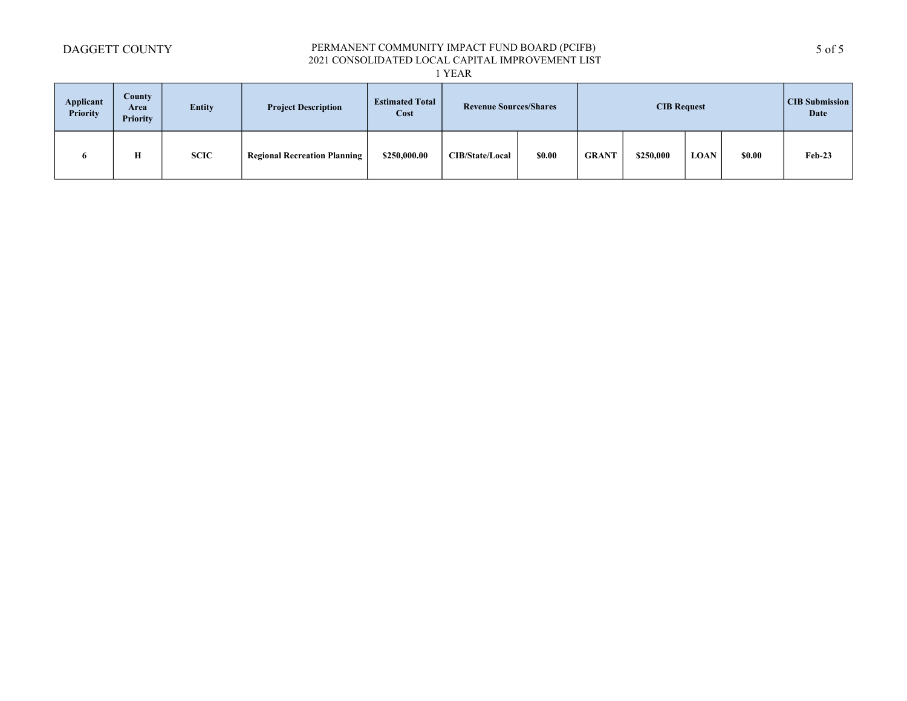DAGGETT COUNTY

PERMANENT COMMUNITY IMPACT FUND BOARD (PCIFB)
2021 CONSOLIDATED LOCAL CAPITAL IMPROVEMENT LIST
1 YEAR

| Applicant Priority | County Area Priority | Entity | Project Description | Estimated Total Cost | Revenue Sources/Shares | | CIB Request | | | | CIB Submission Date |
|---|---|---|---|---|---|---|---|---|---|---|---|
| 6 | H | SCIC | Regional Recreation Planning | $250,000.00 | CIB/State/Local | $0.00 | GRANT | $250,000 | LOAN | $0.00 | Feb-23 |